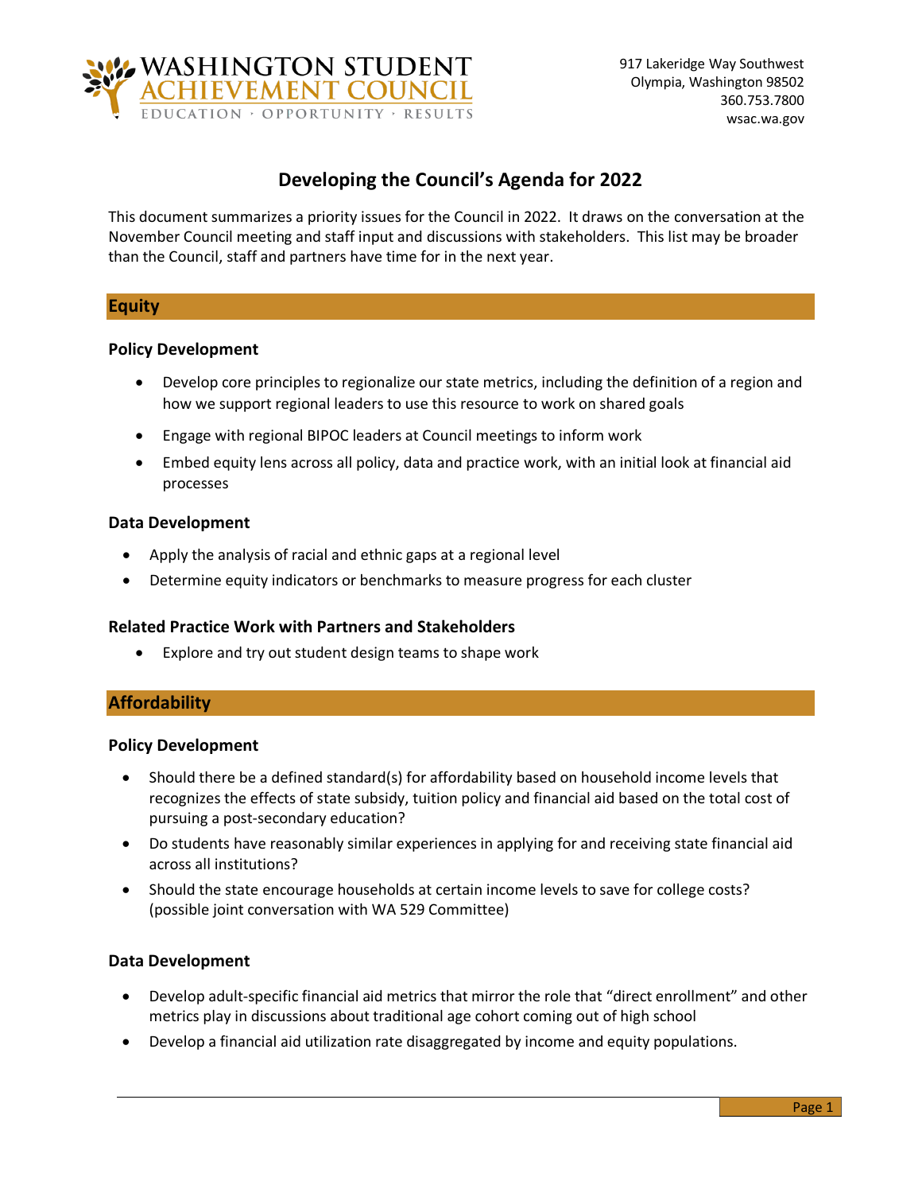WASHINGTON STUDENT ACHIEVEMENT COUNCIL
EDUCATION · OPPORTUNITY · RESULTS

917 Lakeridge Way Southwest
Olympia, Washington 98502
360.753.7800
wsac.wa.gov

# Developing the Council's Agenda for 2022

This document summarizes a priority issues for the Council in 2022. It draws on the conversation at the November Council meeting and staff input and discussions with stakeholders. This list may be broader than the Council, staff and partners have time for in the next year.

## Equity

### Policy Development

- Develop core principles to regionalize our state metrics, including the definition of a region and how we support regional leaders to use this resource to work on shared goals
- Engage with regional BIPOC leaders at Council meetings to inform work
- Embed equity lens across all policy, data and practice work, with an initial look at financial aid processes

### Data Development

- Apply the analysis of racial and ethnic gaps at a regional level
- Determine equity indicators or benchmarks to measure progress for each cluster

### Related Practice Work with Partners and Stakeholders

- Explore and try out student design teams to shape work

## Affordability

### Policy Development

- Should there be a defined standard(s) for affordability based on household income levels that recognizes the effects of state subsidy, tuition policy and financial aid based on the total cost of pursuing a post-secondary education?
- Do students have reasonably similar experiences in applying for and receiving state financial aid across all institutions?
- Should the state encourage households at certain income levels to save for college costs? (possible joint conversation with WA 529 Committee)

### Data Development

- Develop adult-specific financial aid metrics that mirror the role that "direct enrollment" and other metrics play in discussions about traditional age cohort coming out of high school
- Develop a financial aid utilization rate disaggregated by income and equity populations.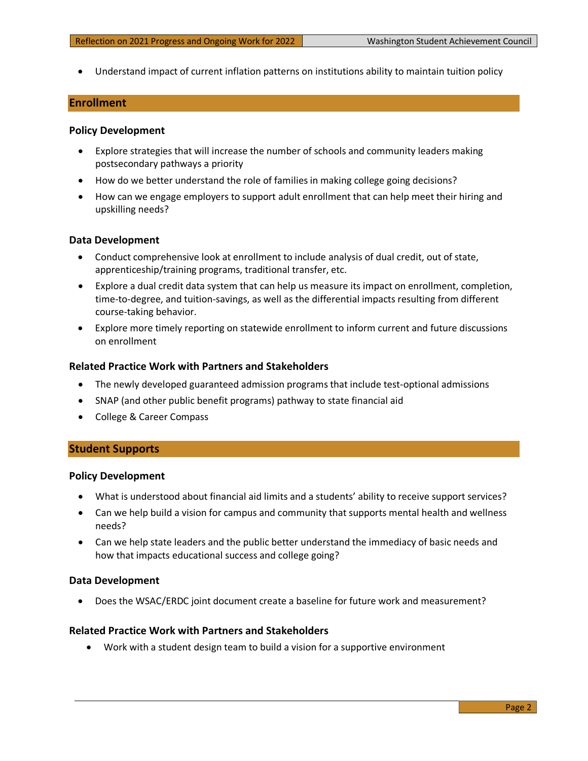- Understand impact of current inflation patterns on institutions ability to maintain tuition policy

## Enrollment

### Policy Development

- Explore strategies that will increase the number of schools and community leaders making postsecondary pathways a priority
- How do we better understand the role of families in making college going decisions?
- How can we engage employers to support adult enrollment that can help meet their hiring and upskilling needs?

### Data Development

- Conduct comprehensive look at enrollment to include analysis of dual credit, out of state, apprenticeship/training programs, traditional transfer, etc.
- Explore a dual credit data system that can help us measure its impact on enrollment, completion, time-to-degree, and tuition-savings, as well as the differential impacts resulting from different course-taking behavior.
- Explore more timely reporting on statewide enrollment to inform current and future discussions on enrollment

### Related Practice Work with Partners and Stakeholders

- The newly developed guaranteed admission programs that include test-optional admissions
- SNAP (and other public benefit programs) pathway to state financial aid
- College & Career Compass

## Student Supports

### Policy Development

- What is understood about financial aid limits and a students' ability to receive support services?
- Can we help build a vision for campus and community that supports mental health and wellness needs?
- Can we help state leaders and the public better understand the immediacy of basic needs and how that impacts educational success and college going?

### Data Development

- Does the WSAC/ERDC joint document create a baseline for future work and measurement?

### Related Practice Work with Partners and Stakeholders

- Work with a student design team to build a vision for a supportive environment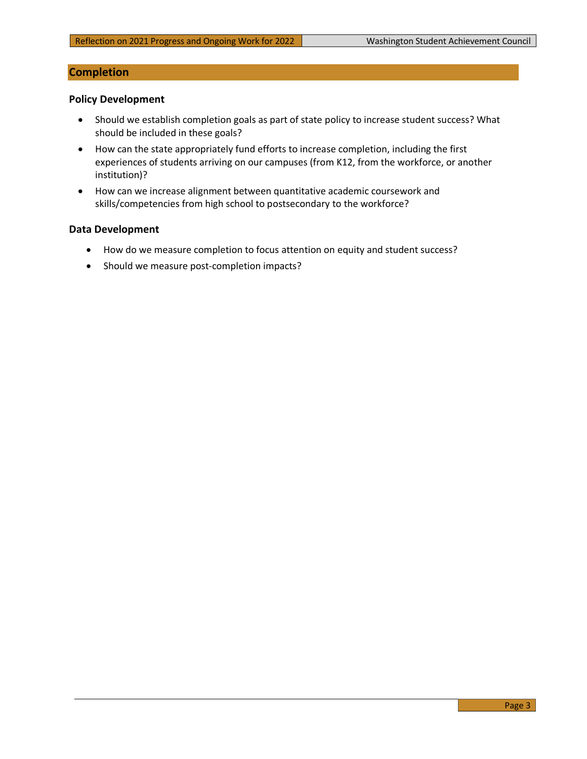## Completion

### Policy Development

- Should we establish completion goals as part of state policy to increase student success? What should be included in these goals?
- How can the state appropriately fund efforts to increase completion, including the first experiences of students arriving on our campuses (from K12, from the workforce, or another institution)?
- How can we increase alignment between quantitative academic coursework and skills/competencies from high school to postsecondary to the workforce?

### Data Development

- How do we measure completion to focus attention on equity and student success?
- Should we measure post-completion impacts?